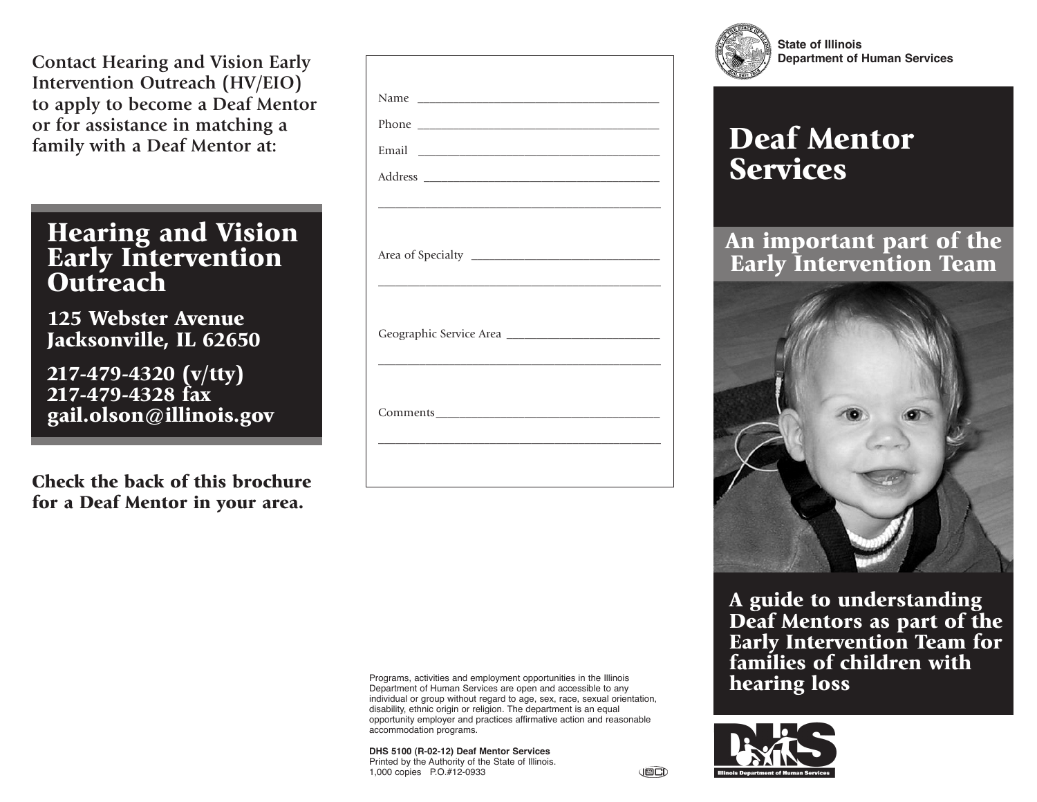**Contact Hearing and Vision Early Intervention Outreach (HV/EIO) to apply to become a Deaf Mentor or for assistance in matching a family with a Deaf Mentor at:**

## Hearing and Vision Early Intervention Outreach

**125 Webster Avenue**
**Jacksonville, IL 62650**

**217-479-4320 (v/tty)**
**217-479-4328 fax**
**gail.olson@illinois.gov**

**Check the back of this brochure for a Deaf Mentor in your area.**

Name ______________________________________

Phone ______________________________________

Email ______________________________________

Address ____________________________________

___________________________________________

Area of Specialty ____________________________

___________________________________________

Geographic Service Area ______________________

___________________________________________

Comments __________________________________

___________________________________________

Programs, activities and employment opportunities in the Illinois Department of Human Services are open and accessible to any individual or group without regard to age, sex, race, sexual orientation, disability, ethnic origin or religion. The department is an equal opportunity employer and practices affirmative action and reasonable accommodation programs.

**DHS 5100 (R-02-12) Deaf Mentor Services**
Printed by the Authority of the State of Illinois.
1,000 copies P.O.#12-0933

**State of Illinois**
**Department of Human Services**

# Deaf Mentor Services

## An important part of the Early Intervention Team

**A guide to understanding Deaf Mentors as part of the Early Intervention Team for families of children with hearing loss**

Illinois Department of Human Services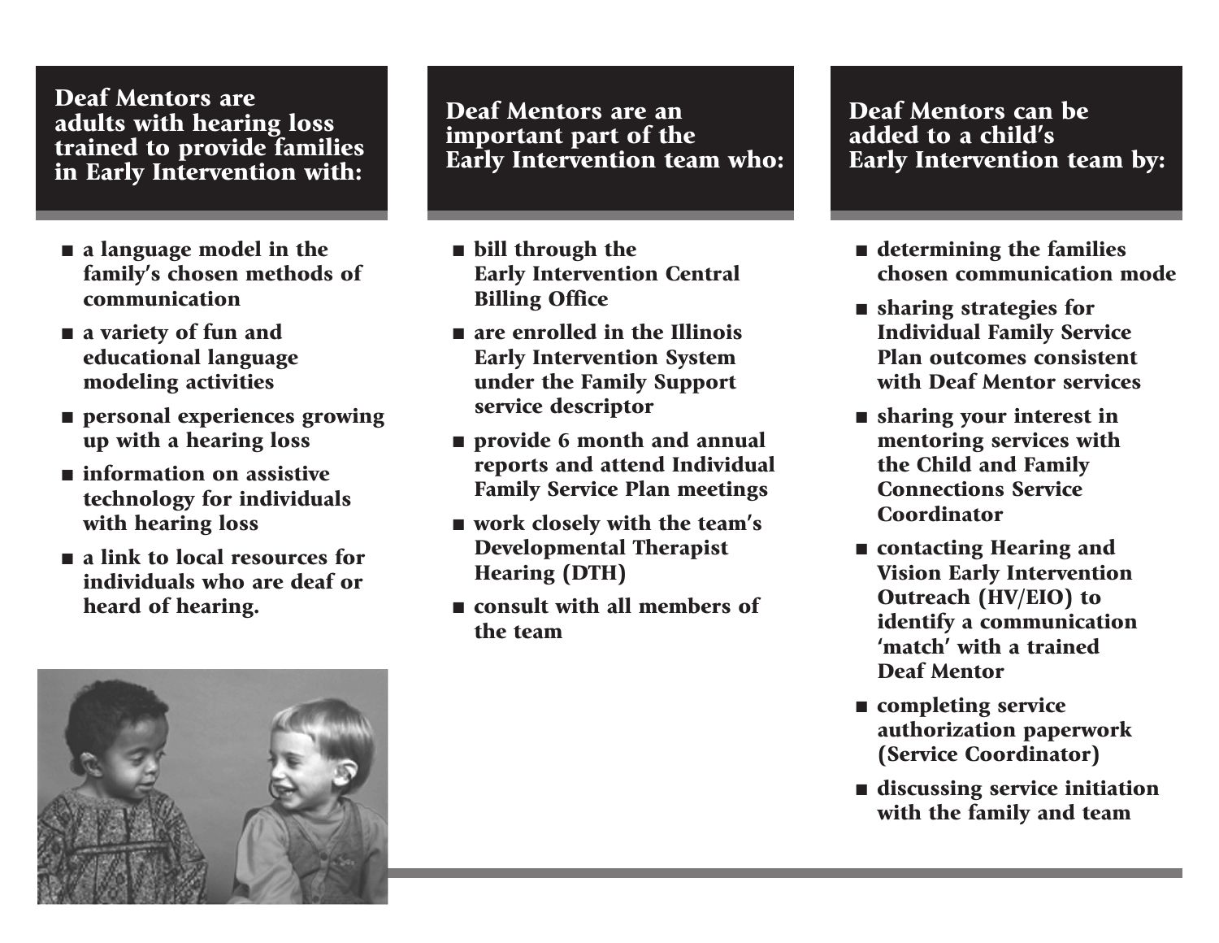## Deaf Mentors are adults with hearing loss trained to provide families in Early Intervention with:

- a language model in the family's chosen methods of communication
- a variety of fun and educational language modeling activities
- personal experiences growing up with a hearing loss
- information on assistive technology for individuals with hearing loss
- a link to local resources for individuals who are deaf or heard of hearing.

## Deaf Mentors are an important part of the Early Intervention team who:

- bill through the Early Intervention Central Billing Office
- are enrolled in the Illinois Early Intervention System under the Family Support service descriptor
- provide 6 month and annual reports and attend Individual Family Service Plan meetings
- work closely with the team's Developmental Therapist Hearing (DTH)
- consult with all members of the team

## Deaf Mentors can be added to a child's Early Intervention team by:

- determining the families chosen communication mode
- sharing strategies for Individual Family Service Plan outcomes consistent with Deaf Mentor services
- sharing your interest in mentoring services with the Child and Family Connections Service Coordinator
- contacting Hearing and Vision Early Intervention Outreach (HV/EIO) to identify a communication 'match' with a trained Deaf Mentor
- completing service authorization paperwork (Service Coordinator)
- discussing service initiation with the family and team